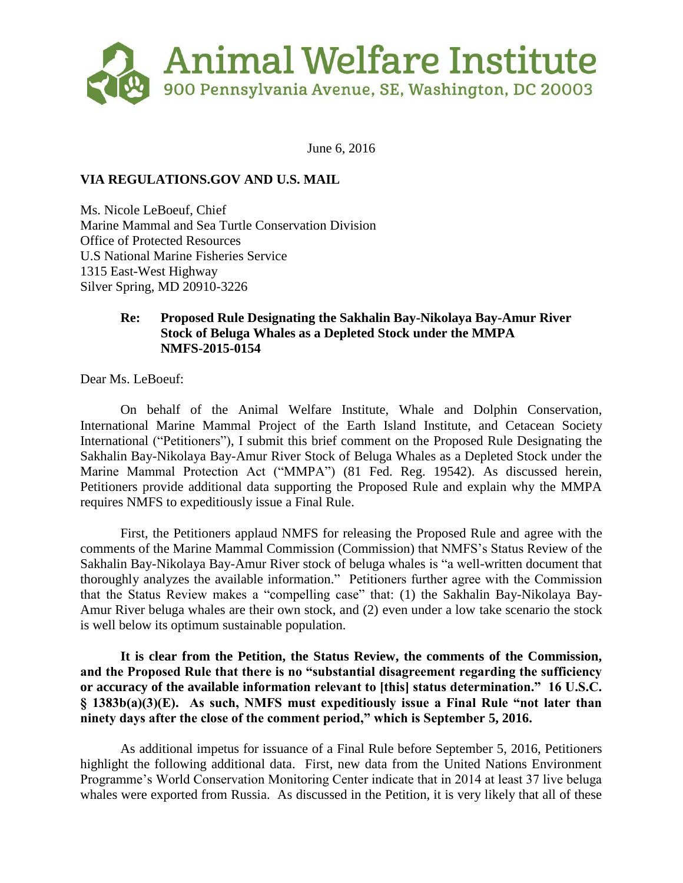# Animal Welfare Institute

900 Pennsylvania Avenue, SE, Washington, DC 20003

June 6, 2016

**VIA REGULATIONS.GOV AND U.S. MAIL**

Ms. Nicole LeBoeuf, Chief
Marine Mammal and Sea Turtle Conservation Division
Office of Protected Resources
U.S National Marine Fisheries Service
1315 East-West Highway
Silver Spring, MD 20910-3226

**Re: Proposed Rule Designating the Sakhalin Bay-Nikolaya Bay-Amur River Stock of Beluga Whales as a Depleted Stock under the MMPA NMFS-2015-0154**

Dear Ms. LeBoeuf:

On behalf of the Animal Welfare Institute, Whale and Dolphin Conservation, International Marine Mammal Project of the Earth Island Institute, and Cetacean Society International ("Petitioners"), I submit this brief comment on the Proposed Rule Designating the Sakhalin Bay-Nikolaya Bay-Amur River Stock of Beluga Whales as a Depleted Stock under the Marine Mammal Protection Act ("MMPA") (81 Fed. Reg. 19542). As discussed herein, Petitioners provide additional data supporting the Proposed Rule and explain why the MMPA requires NMFS to expeditiously issue a Final Rule.

First, the Petitioners applaud NMFS for releasing the Proposed Rule and agree with the comments of the Marine Mammal Commission (Commission) that NMFS's Status Review of the Sakhalin Bay-Nikolaya Bay-Amur River stock of beluga whales is "a well-written document that thoroughly analyzes the available information." Petitioners further agree with the Commission that the Status Review makes a "compelling case" that: (1) the Sakhalin Bay-Nikolaya Bay-Amur River beluga whales are their own stock, and (2) even under a low take scenario the stock is well below its optimum sustainable population.

**It is clear from the Petition, the Status Review, the comments of the Commission, and the Proposed Rule that there is no "substantial disagreement regarding the sufficiency or accuracy of the available information relevant to [this] status determination." 16 U.S.C. § 1383b(a)(3)(E). As such, NMFS must expeditiously issue a Final Rule "not later than ninety days after the close of the comment period," which is September 5, 2016.**

As additional impetus for issuance of a Final Rule before September 5, 2016, Petitioners highlight the following additional data. First, new data from the United Nations Environment Programme's World Conservation Monitoring Center indicate that in 2014 at least 37 live beluga whales were exported from Russia. As discussed in the Petition, it is very likely that all of these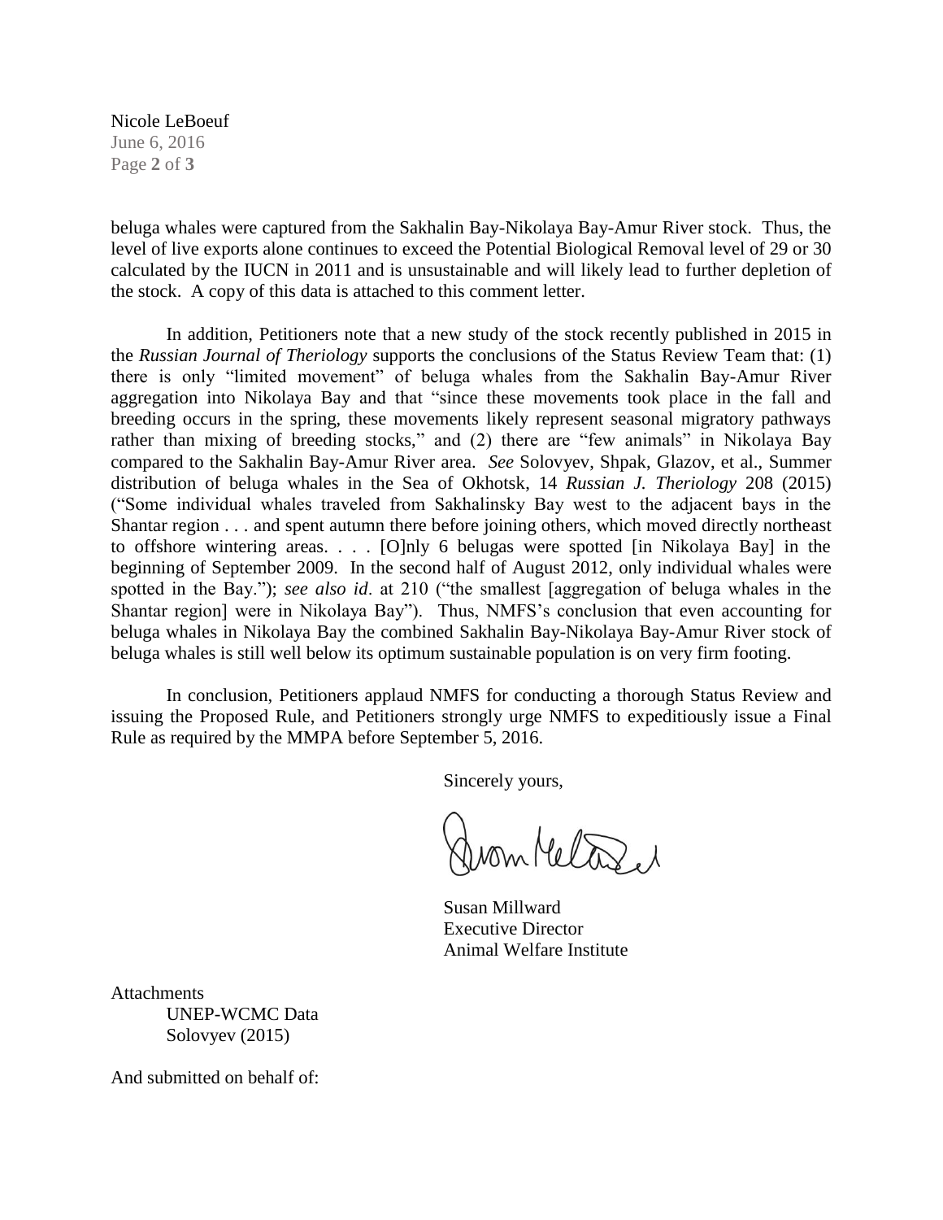beluga whales were captured from the Sakhalin Bay-Nikolaya Bay-Amur River stock. Thus, the level of live exports alone continues to exceed the Potential Biological Removal level of 29 or 30 calculated by the IUCN in 2011 and is unsustainable and will likely lead to further depletion of the stock. A copy of this data is attached to this comment letter.

In addition, Petitioners note that a new study of the stock recently published in 2015 in the *Russian Journal of Theriology* supports the conclusions of the Status Review Team that: (1) there is only "limited movement" of beluga whales from the Sakhalin Bay-Amur River aggregation into Nikolaya Bay and that "since these movements took place in the fall and breeding occurs in the spring, these movements likely represent seasonal migratory pathways rather than mixing of breeding stocks," and (2) there are "few animals" in Nikolaya Bay compared to the Sakhalin Bay-Amur River area. *See* Solovyev, Shpak, Glazov, et al., Summer distribution of beluga whales in the Sea of Okhotsk, 14 *Russian J. Theriology* 208 (2015) ("Some individual whales traveled from Sakhalinsky Bay west to the adjacent bays in the Shantar region . . . and spent autumn there before joining others, which moved directly northeast to offshore wintering areas. . . . [O]nly 6 belugas were spotted [in Nikolaya Bay] in the beginning of September 2009. In the second half of August 2012, only individual whales were spotted in the Bay."); *see also id*. at 210 ("the smallest [aggregation of beluga whales in the Shantar region] were in Nikolaya Bay"). Thus, NMFS's conclusion that even accounting for beluga whales in Nikolaya Bay the combined Sakhalin Bay-Nikolaya Bay-Amur River stock of beluga whales is still well below its optimum sustainable population is on very firm footing.

In conclusion, Petitioners applaud NMFS for conducting a thorough Status Review and issuing the Proposed Rule, and Petitioners strongly urge NMFS to expeditiously issue a Final Rule as required by the MMPA before September 5, 2016.

Sincerely yours,

Susan Millward
Executive Director
Animal Welfare Institute

Attachments
UNEP-WCMC Data
Solovyev (2015)

And submitted on behalf of: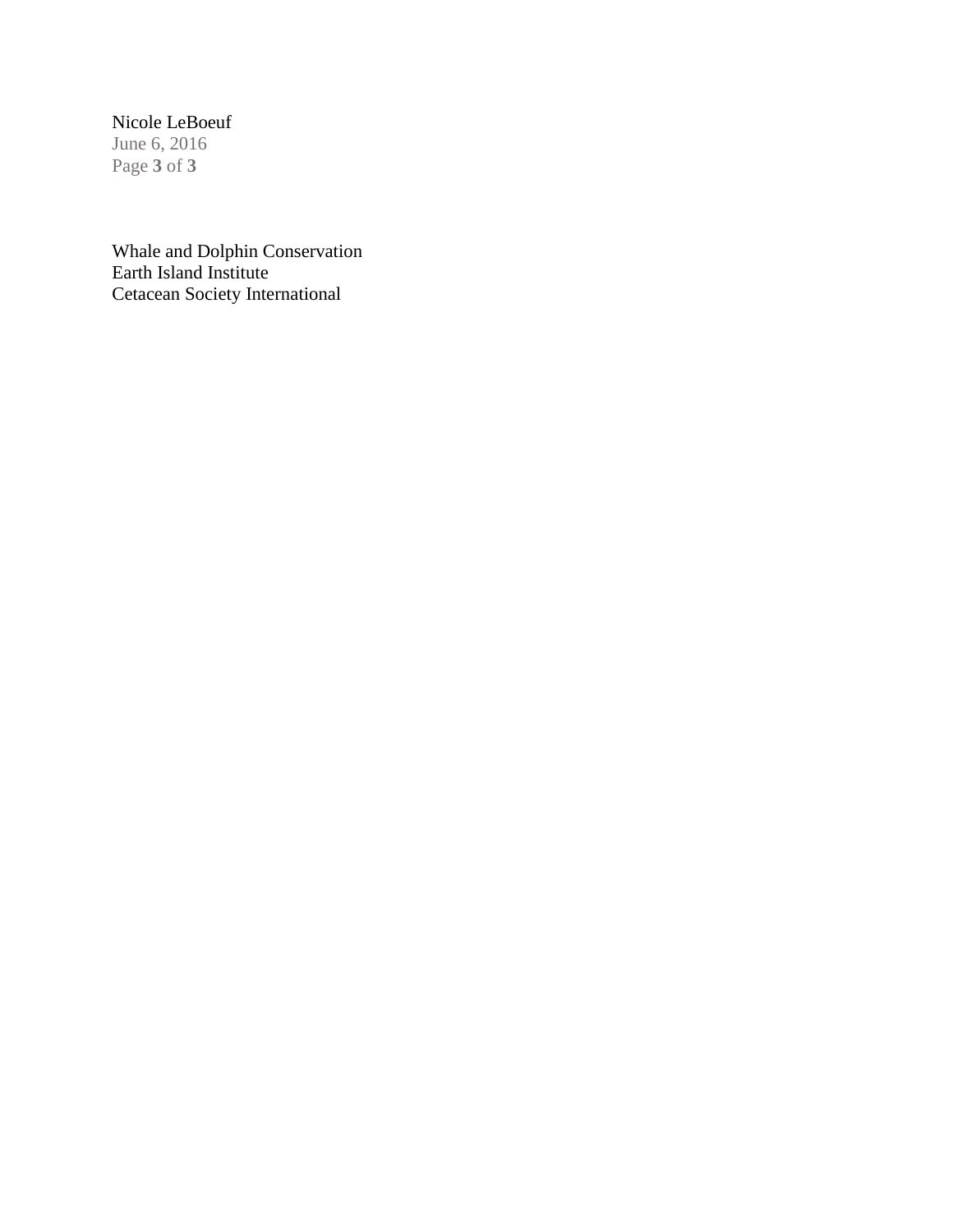Whale and Dolphin Conservation
Earth Island Institute
Cetacean Society International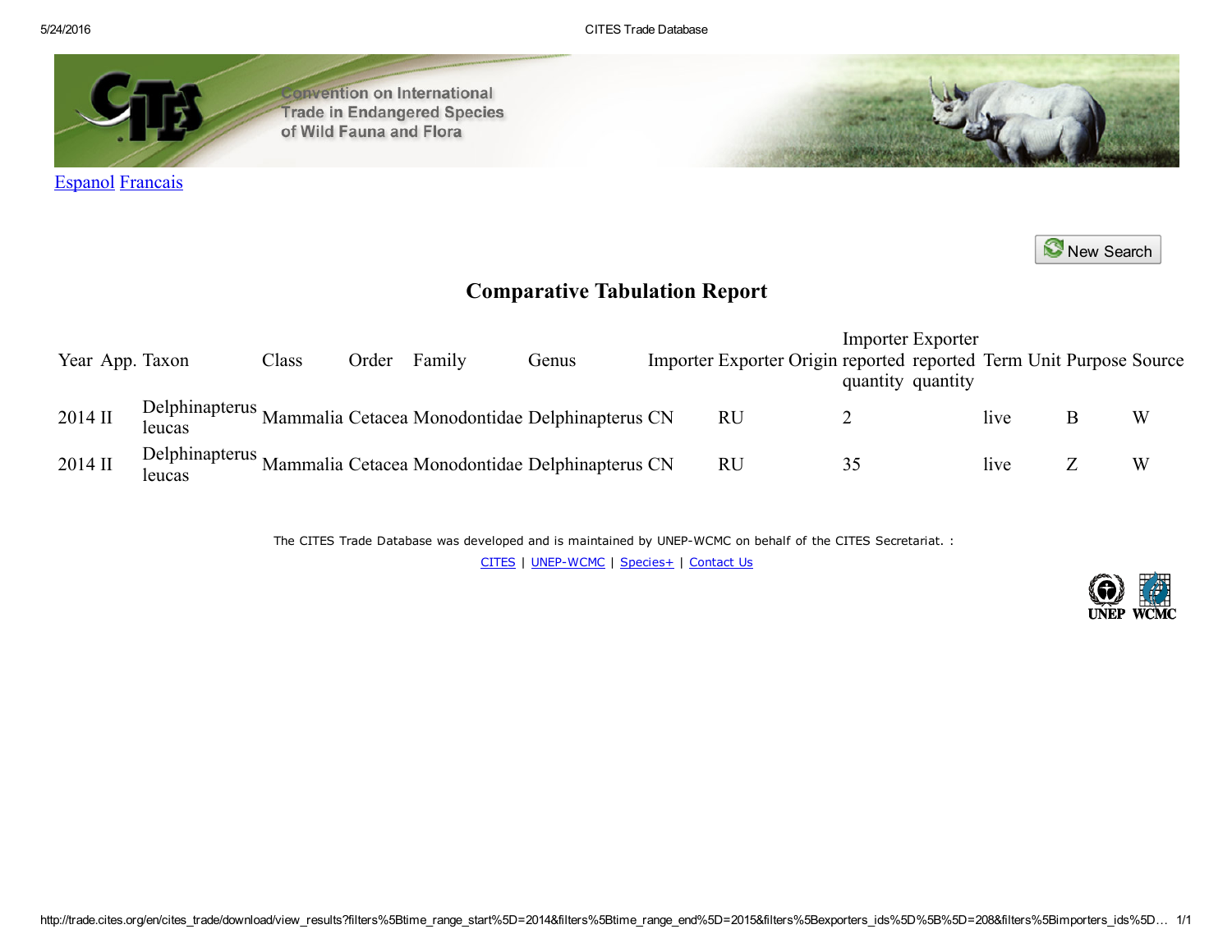Espanol Francais

New Search

## Comparative Tabulation Report

| Year | App. | Taxon | Class | Order | Family | Genus | Importer | Exporter | Origin | Importer reported quantity | Exporter reported quantity | Term | Unit | Purpose | Source |
|---|---|---|---|---|---|---|---|---|---|---|---|---|---|---|---|
| 2014 | II | Delphinapterus leucas | Mammalia | Cetacea | Monodontidae | Delphinapterus | CN | RU | | 2 | | live | | B | W |
| 2014 | II | Delphinapterus leucas | Mammalia | Cetacea | Monodontidae | Delphinapterus | CN | RU | | 35 | | live | | Z | W |

The CITES Trade Database was developed and is maintained by UNEP-WCMC on behalf of the CITES Secretariat. :

CITES | UNEP-WCMC | Species+ | Contact Us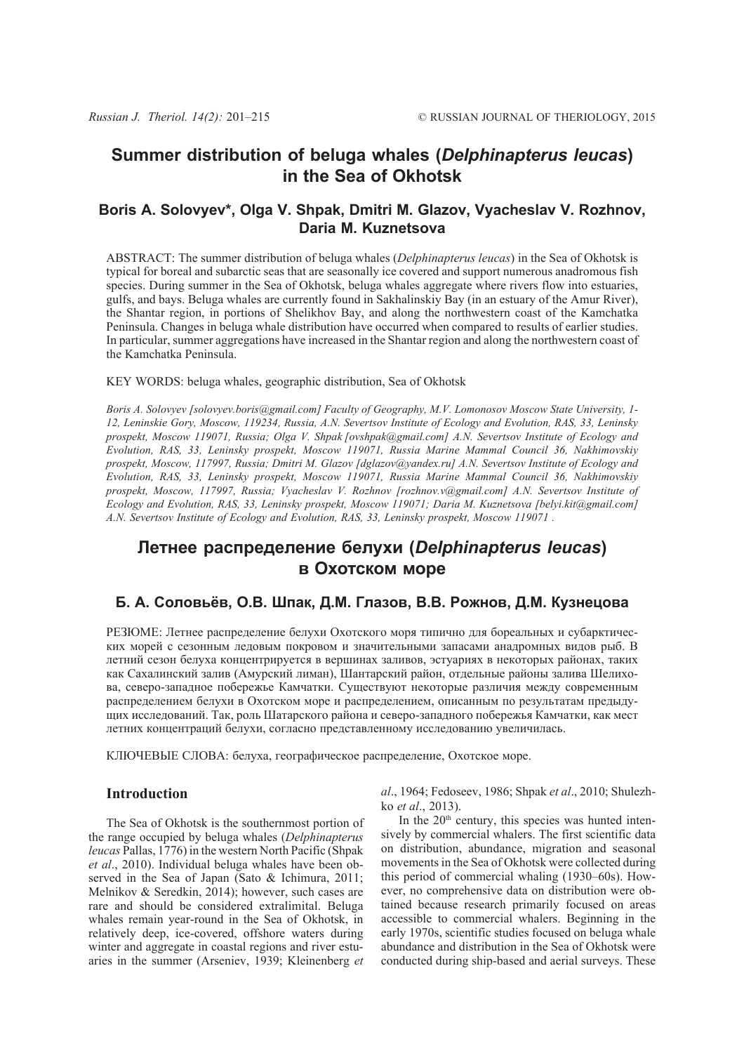# Summer distribution of beluga whales (*Delphinapterus leucas*) in the Sea of Okhotsk

## Boris A. Solovyev*, Olga V. Shpak, Dmitri M. Glazov, Vyacheslav V. Rozhnov, Daria M. Kuznetsova

ABSTRACT: The summer distribution of beluga whales (*Delphinapterus leucas*) in the Sea of Okhotsk is typical for boreal and subarctic seas that are seasonally ice covered and support numerous anadromous fish species. During summer in the Sea of Okhotsk, beluga whales aggregate where rivers flow into estuaries, gulfs, and bays. Beluga whales are currently found in Sakhalinskiy Bay (in an estuary of the Amur River), the Shantar region, in portions of Shelikhov Bay, and along the northwestern coast of the Kamchatka Peninsula. Changes in beluga whale distribution have occurred when compared to results of earlier studies. In particular, summer aggregations have increased in the Shantar region and along the northwestern coast of the Kamchatka Peninsula.

KEY WORDS: beluga whales, geographic distribution, Sea of Okhotsk

*Boris A. Solovyev [solovyev.boris@gmail.com] Faculty of Geography, M.V. Lomonosov Moscow State University, 1-12, Leninskie Gory, Moscow, 119234, Russia, A.N. Severtsov Institute of Ecology and Evolution, RAS, 33, Leninsky prospekt, Moscow 119071, Russia; Olga V. Shpak [ovshpak@gmail.com] A.N. Severtsov Institute of Ecology and Evolution, RAS, 33, Leninsky prospekt, Moscow 119071, Russia Marine Mammal Council 36, Nakhimovskiy prospekt, Moscow, 117997, Russia; Dmitri M. Glazov [dglazov@yandex.ru] A.N. Severtsov Institute of Ecology and Evolution, RAS, 33, Leninsky prospekt, Moscow 119071, Russia Marine Mammal Council 36, Nakhimovskiy prospekt, Moscow, 117997, Russia; Vyacheslav V. Rozhnov [rozhnov.v@gmail.com] A.N. Severtsov Institute of Ecology and Evolution, RAS, 33, Leninsky prospekt, Moscow 119071; Daria M. Kuznetsova [belyi.kit@gmail.com] A.N. Severtsov Institute of Ecology and Evolution, RAS, 33, Leninsky prospekt, Moscow 119071 .*

# Летнее распределение белухи (*Delphinapterus leucas*) в Охотском море

## Б. А. Соловьёв, О.В. Шпак, Д.М. Глазов, В.В. Рожнов, Д.М. Кузнецова

РЕЗЮМЕ: Летнее распределение белухи Охотского моря типично для бореальных и субарктических морей с сезонным ледовым покровом и значительными запасами анадромных видов рыб. В летний сезон белуха концентрируется в вершинах заливов, эстуариях в некоторых районах, таких как Сахалинский залив (Амурский лиман), Шантарский район, отдельные районы залива Шелихова, северо-западное побережье Камчатки. Существуют некоторые различия между современным распределением белухи в Охотском море и распределением, описанным по результатам предыдущих исследований. Так, роль Шатарского района и северо-западного побережья Камчатки, как мест летних концентраций белухи, согласно представленному исследованию увеличилась.

КЛЮЧЕВЫЕ СЛОВА: белуха, географическое распределение, Охотское море.

### Introduction

The Sea of Okhotsk is the southernmost portion of the range occupied by beluga whales (*Delphinapterus leucas* Pallas, 1776) in the western North Pacific (Shpak *et al*., 2010). Individual beluga whales have been observed in the Sea of Japan (Sato & Ichimura, 2011; Melnikov & Seredkin, 2014); however, such cases are rare and should be considered extralimital. Beluga whales remain year-round in the Sea of Okhotsk, in relatively deep, ice-covered, offshore waters during winter and aggregate in coastal regions and river estuaries in the summer (Arseniev, 1939; Kleinenberg *et al*., 1964; Fedoseev, 1986; Shpak *et al*., 2010; Shulezhko *et al*., 2013).

In the 20th century, this species was hunted intensively by commercial whalers. The first scientific data on distribution, abundance, migration and seasonal movements in the Sea of Okhotsk were collected during this period of commercial whaling (1930–60s). However, no comprehensive data on distribution were obtained because research primarily focused on areas accessible to commercial whalers. Beginning in the early 1970s, scientific studies focused on beluga whale abundance and distribution in the Sea of Okhotsk were conducted during ship-based and aerial surveys. These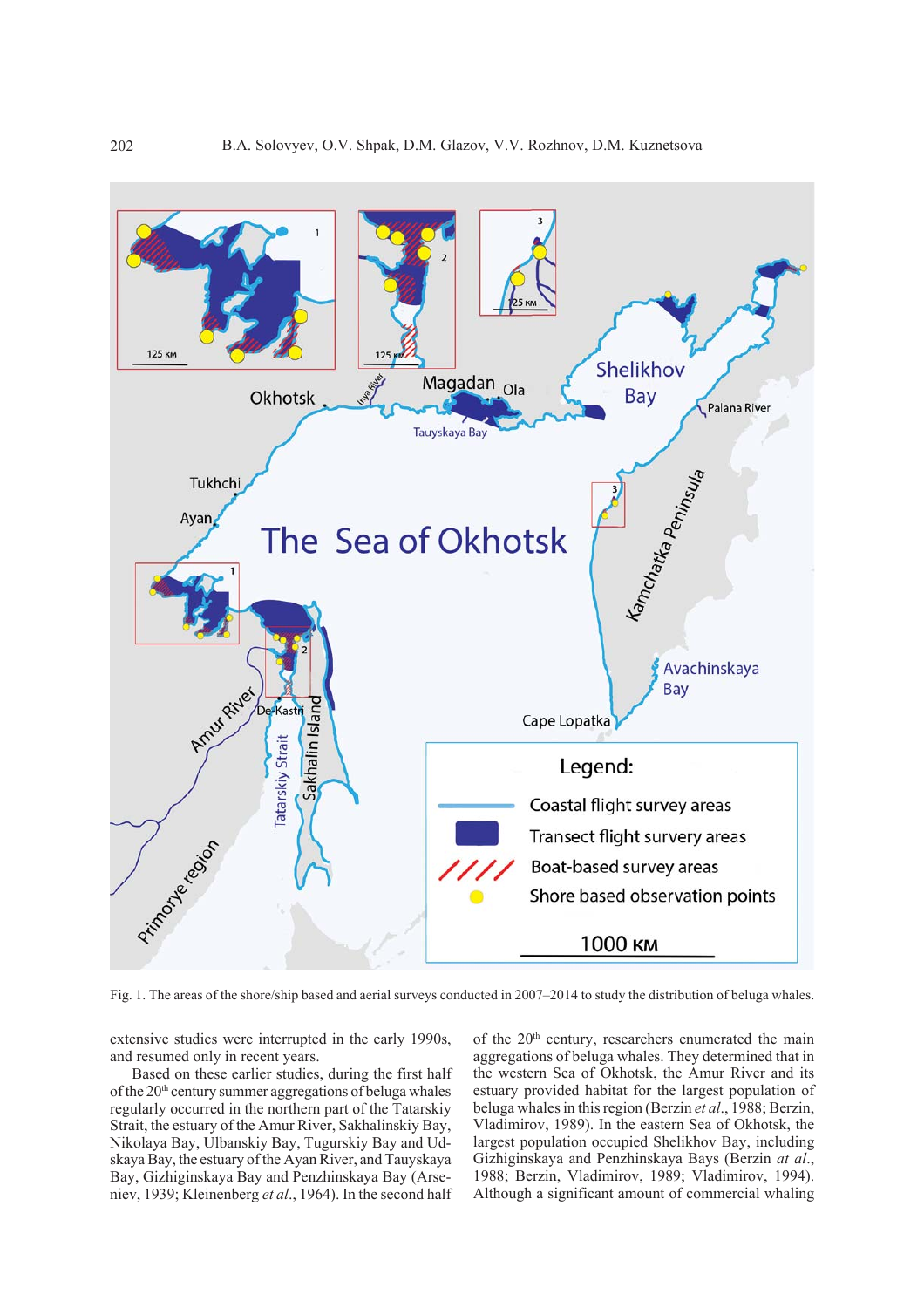Fig. 1. The areas of the shore/ship based and aerial surveys conducted in 2007–2014 to study the distribution of beluga whales.

extensive studies were interrupted in the early 1990s, and resumed only in recent years.

Based on these earlier studies, during the first half of the 20th century summer aggregations of beluga whales regularly occurred in the northern part of the Tatarskiy Strait, the estuary of the Amur River, Sakhalinskiy Bay, Nikolaya Bay, Ulbanskiy Bay, Tugurskiy Bay and Udskaya Bay, the estuary of the Ayan River, and Tauyskaya Bay, Gizhiginskaya Bay and Penzhinskaya Bay (Arseniev, 1939; Kleinenberg *et al*., 1964). In the second half of the 20th century, researchers enumerated the main aggregations of beluga whales. They determined that in the western Sea of Okhotsk, the Amur River and its estuary provided habitat for the largest population of beluga whales in this region (Berzin *et al*., 1988; Berzin, Vladimirov, 1989). In the eastern Sea of Okhotsk, the largest population occupied Shelikhov Bay, including Gizhiginskaya and Penzhinskaya Bays (Berzin *at al*., 1988; Berzin, Vladimirov, 1989; Berzin, Vladimirov, 1994). Although a significant amount of commercial whaling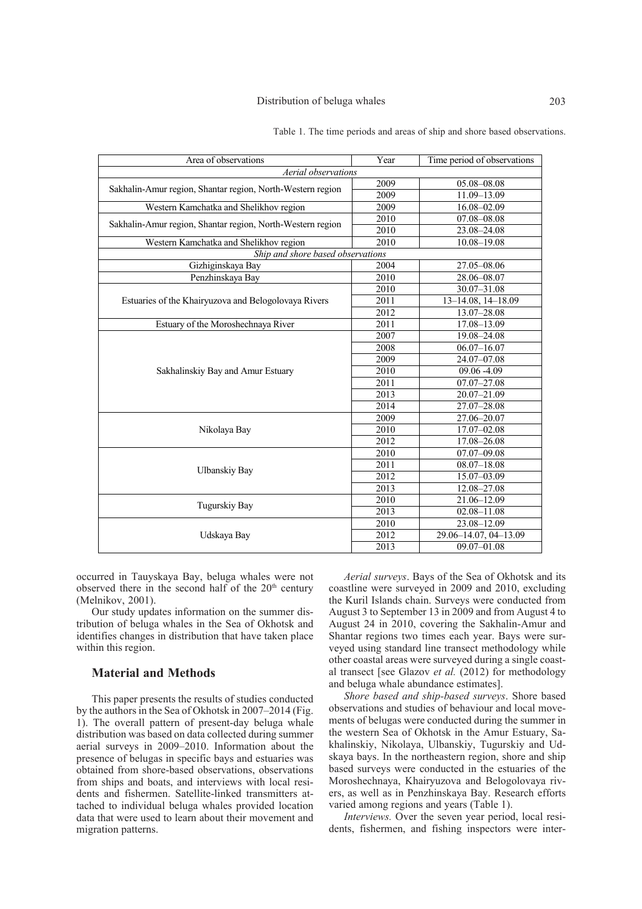Table 1. The time periods and areas of ship and shore based observations.

| Area of observations | Year | Time period of observations |
|---|---|---|
| *Aerial observations* | | |
| Sakhalin-Amur region, Shantar region, North-Western region | 2009 | 05.08–08.08 |
| | 2009 | 11.09–13.09 |
| Western Kamchatka and Shelikhov region | 2009 | 16.08–02.09 |
| Sakhalin-Amur region, Shantar region, North-Western region | 2010 | 07.08–08.08 |
| | 2010 | 23.08–24.08 |
| Western Kamchatka and Shelikhov region | 2010 | 10.08–19.08 |
| *Ship and shore based observations* | | |
| Gizhiginskaya Bay | 2004 | 27.05–08.06 |
| Penzhinskaya Bay | 2010 | 28.06–08.07 |
| Estuaries of the Khairyuzova and Belogolovaya Rivers | 2010 | 30.07–31.08 |
| | 2011 | 13–14.08, 14–18.09 |
| | 2012 | 13.07–28.08 |
| Estuary of the Moroshechnaya River | 2011 | 17.08–13.09 |
| Sakhalinskiy Bay and Amur Estuary | 2007 | 19.08–24.08 |
| | 2008 | 06.07–16.07 |
| | 2009 | 24.07–07.08 |
| | 2010 | 09.06 -4.09 |
| | 2011 | 07.07–27.08 |
| | 2013 | 20.07–21.09 |
| | 2014 | 27.07–28.08 |
| Nikolaya Bay | 2009 | 27.06–20.07 |
| | 2010 | 17.07–02.08 |
| | 2012 | 17.08–26.08 |
| Ulbanskiy Bay | 2010 | 07.07–09.08 |
| | 2011 | 08.07–18.08 |
| | 2012 | 15.07–03.09 |
| | 2013 | 12.08–27.08 |
| Tugurskiy Bay | 2010 | 21.06–12.09 |
| | 2013 | 02.08–11.08 |
| Udskaya Bay | 2010 | 23.08–12.09 |
| | 2012 | 29.06–14.07, 04–13.09 |
| | 2013 | 09.07–01.08 |

occurred in Tauyskaya Bay, beluga whales were not observed there in the second half of the 20th century (Melnikov, 2001).

Our study updates information on the summer distribution of beluga whales in the Sea of Okhotsk and identifies changes in distribution that have taken place within this region.

## Material and Methods

This paper presents the results of studies conducted by the authors in the Sea of Okhotsk in 2007–2014 (Fig. 1). The overall pattern of present-day beluga whale distribution was based on data collected during summer aerial surveys in 2009–2010. Information about the presence of belugas in specific bays and estuaries was obtained from shore-based observations, observations from ships and boats, and interviews with local residents and fishermen. Satellite-linked transmitters attached to individual beluga whales provided location data that were used to learn about their movement and migration patterns.

*Aerial surveys*. Bays of the Sea of Okhotsk and its coastline were surveyed in 2009 and 2010, excluding the Kuril Islands chain. Surveys were conducted from August 3 to September 13 in 2009 and from August 4 to August 24 in 2010, covering the Sakhalin-Amur and Shantar regions two times each year. Bays were surveyed using standard line transect methodology while other coastal areas were surveyed during a single coastal transect [see Glazov *et al.* (2012) for methodology and beluga whale abundance estimates].

*Shore based and ship-based surveys*. Shore based observations and studies of behaviour and local movements of belugas were conducted during the summer in the western Sea of Okhotsk in the Amur Estuary, Sakhalinskiy, Nikolaya, Ulbanskiy, Tugurskiy and Udskaya bays. In the northeastern region, shore and ship based surveys were conducted in the estuaries of the Moroshechnaya, Khairyuzova and Belogolovaya rivers, as well as in Penzhinskaya Bay. Research efforts varied among regions and years (Table 1).

*Interviews.* Over the seven year period, local residents, fishermen, and fishing inspectors were inter-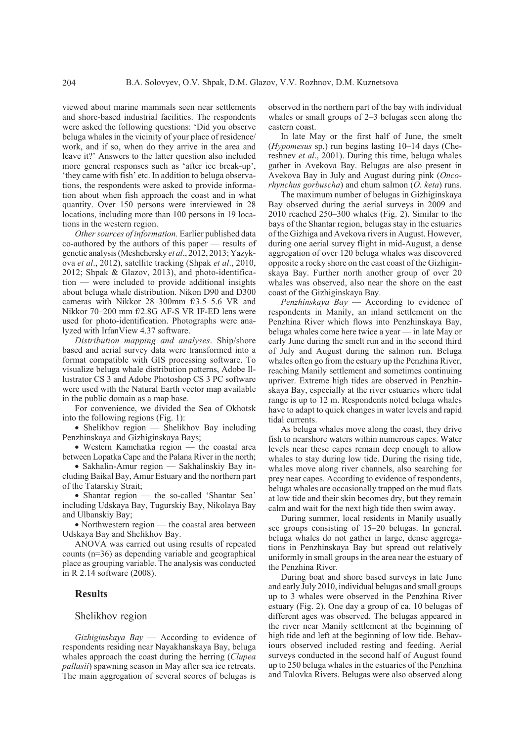viewed about marine mammals seen near settlements and shore-based industrial facilities. The respondents were asked the following questions: 'Did you observe beluga whales in the vicinity of your place of residence/work, and if so, when do they arrive in the area and leave it?' Answers to the latter question also included more general responses such as 'after ice break-up', 'they came with fish' etc. In addition to beluga observations, the respondents were asked to provide information about when fish approach the coast and in what quantity. Over 150 persons were interviewed in 28 locations, including more than 100 persons in 19 locations in the western region.

*Other sources of information.* Earlier published data co-authored by the authors of this paper — results of genetic analysis (Meshchersky *et al*., 2012, 2013; Yazykova *et al*., 2012), satellite tracking (Shpak *et al*., 2010, 2012; Shpak & Glazov, 2013), and photo-identification — were included to provide additional insights about beluga whale distribution. Nikon D90 and D300 cameras with Nikkor 28–300mm f/3.5–5.6 VR and Nikkor 70–200 mm f/2.8G AF-S VR IF-ED lens were used for photo-identification. Photographs were analyzed with IrfanView 4.37 software.

*Distribution mapping and analyses*. Ship/shore based and aerial survey data were transformed into a format compatible with GIS processing software. To visualize beluga whale distribution patterns, Adobe Illustrator CS 3 and Adobe Photoshop CS 3 PC software were used with the Natural Earth vector map available in the public domain as a map base.

For convenience, we divided the Sea of Okhotsk into the following regions (Fig. 1):

- Shelikhov region — Shelikhov Bay including Penzhinskaya and Gizhiginskaya Bays;
- Western Kamchatka region — the coastal area between Lopatka Cape and the Palana River in the north;
- Sakhalin-Amur region — Sakhalinskiy Bay including Baikal Bay, Amur Estuary and the northern part of the Tatarskiy Strait;
- Shantar region — the so-called 'Shantar Sea' including Udskaya Bay, Tugurskiy Bay, Nikolaya Bay and Ulbanskiy Bay;
- Northwestern region — the coastal area between Udskaya Bay and Shelikhov Bay.

ANOVA was carried out using results of repeated counts (n=36) as depending variable and geographical place as grouping variable. The analysis was conducted in R 2.14 software (2008).

## Results

### Shelikhov region

*Gizhiginskaya Bay* — According to evidence of respondents residing near Nayakhanskaya Bay, beluga whales approach the coast during the herring (*Clupea pallasii*) spawning season in May after sea ice retreats. The main aggregation of several scores of belugas is observed in the northern part of the bay with individual whales or small groups of 2–3 belugas seen along the eastern coast.

In late May or the first half of June, the smelt (*Hypomesus* sp.) run begins lasting 10–14 days (Chereshnev *et al*., 2001). During this time, beluga whales gather in Avekova Bay. Belugas are also present in Avekova Bay in July and August during pink (*Oncorhynchus gorbuscha*) and chum salmon (*O. keta*) runs.

The maximum number of belugas in Gizhiginskaya Bay observed during the aerial surveys in 2009 and 2010 reached 250–300 whales (Fig. 2). Similar to the bays of the Shantar region, belugas stay in the estuaries of the Gizhiga and Avekova rivers in August. However, during one aerial survey flight in mid-August, a dense aggregation of over 120 beluga whales was discovered opposite a rocky shore on the east coast of the Gizhiginskaya Bay. Further north another group of over 20 whales was observed, also near the shore on the east coast of the Gizhiginskaya Bay.

*Penzhinskaya Bay* — According to evidence of respondents in Manily, an inland settlement on the Penzhina River which flows into Penzhinskaya Bay, beluga whales come here twice a year — in late May or early June during the smelt run and in the second third of July and August during the salmon run. Beluga whales often go from the estuary up the Penzhina River, reaching Manily settlement and sometimes continuing upriver. Extreme high tides are observed in Penzhinskaya Bay, especially at the river estuaries where tidal range is up to 12 m. Respondents noted beluga whales have to adapt to quick changes in water levels and rapid tidal currents.

As beluga whales move along the coast, they drive fish to nearshore waters within numerous capes. Water levels near these capes remain deep enough to allow whales to stay during low tide. During the rising tide, whales move along river channels, also searching for prey near capes. According to evidence of respondents, beluga whales are occasionally trapped on the mud flats at low tide and their skin becomes dry, but they remain calm and wait for the next high tide then swim away.

During summer, local residents in Manily usually see groups consisting of 15–20 belugas. In general, beluga whales do not gather in large, dense aggregations in Penzhinskaya Bay but spread out relatively uniformly in small groups in the area near the estuary of the Penzhina River.

During boat and shore based surveys in late June and early July 2010, individual belugas and small groups up to 3 whales were observed in the Penzhina River estuary (Fig. 2). One day a group of ca. 10 belugas of different ages was observed. The belugas appeared in the river near Manily settlement at the beginning of high tide and left at the beginning of low tide. Behaviours observed included resting and feeding. Aerial surveys conducted in the second half of August found up to 250 beluga whales in the estuaries of the Penzhina and Talovka Rivers. Belugas were also observed along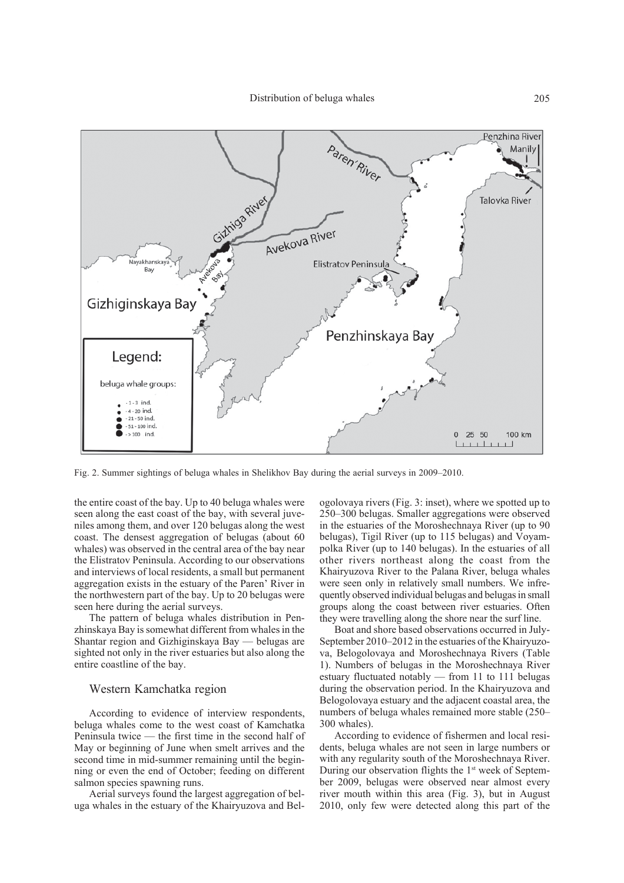Fig. 2. Summer sightings of beluga whales in Shelikhov Bay during the aerial surveys in 2009–2010.

the entire coast of the bay. Up to 40 beluga whales were seen along the east coast of the bay, with several juveniles among them, and over 120 belugas along the west coast. The densest aggregation of belugas (about 60 whales) was observed in the central area of the bay near the Elistratov Peninsula. According to our observations and interviews of local residents, a small but permanent aggregation exists in the estuary of the Paren' River in the northwestern part of the bay. Up to 20 belugas were seen here during the aerial surveys.

The pattern of beluga whales distribution in Penzhinskaya Bay is somewhat different from whales in the Shantar region and Gizhiginskaya Bay — belugas are sighted not only in the river estuaries but also along the entire coastline of the bay.

## Western Kamchatka region

According to evidence of interview respondents, beluga whales come to the west coast of Kamchatka Peninsula twice — the first time in the second half of May or beginning of June when smelt arrives and the second time in mid-summer remaining until the beginning or even the end of October; feeding on different salmon species spawning runs.

Aerial surveys found the largest aggregation of beluga whales in the estuary of the Khairyuzova and Belogolovaya rivers (Fig. 3: inset), where we spotted up to 250–300 belugas. Smaller aggregations were observed in the estuaries of the Moroshechnaya River (up to 90 belugas), Tigil River (up to 115 belugas) and Voyampolka River (up to 140 belugas). In the estuaries of all other rivers northeast along the coast from the Khairyuzova River to the Palana River, beluga whales were seen only in relatively small numbers. We infrequently observed individual belugas and belugas in small groups along the coast between river estuaries. Often they were travelling along the shore near the surf line.

Boat and shore based observations occurred in July-September 2010–2012 in the estuaries of the Khairyuzova, Belogolovaya and Moroshechnaya Rivers (Table 1). Numbers of belugas in the Moroshechnaya River estuary fluctuated notably — from 11 to 111 belugas during the observation period. In the Khairyuzova and Belogolovaya estuary and the adjacent coastal area, the numbers of beluga whales remained more stable (250–300 whales).

According to evidence of fishermen and local residents, beluga whales are not seen in large numbers or with any regularity south of the Moroshechnaya River. During our observation flights the 1st week of September 2009, belugas were observed near almost every river mouth within this area (Fig. 3), but in August 2010, only few were detected along this part of the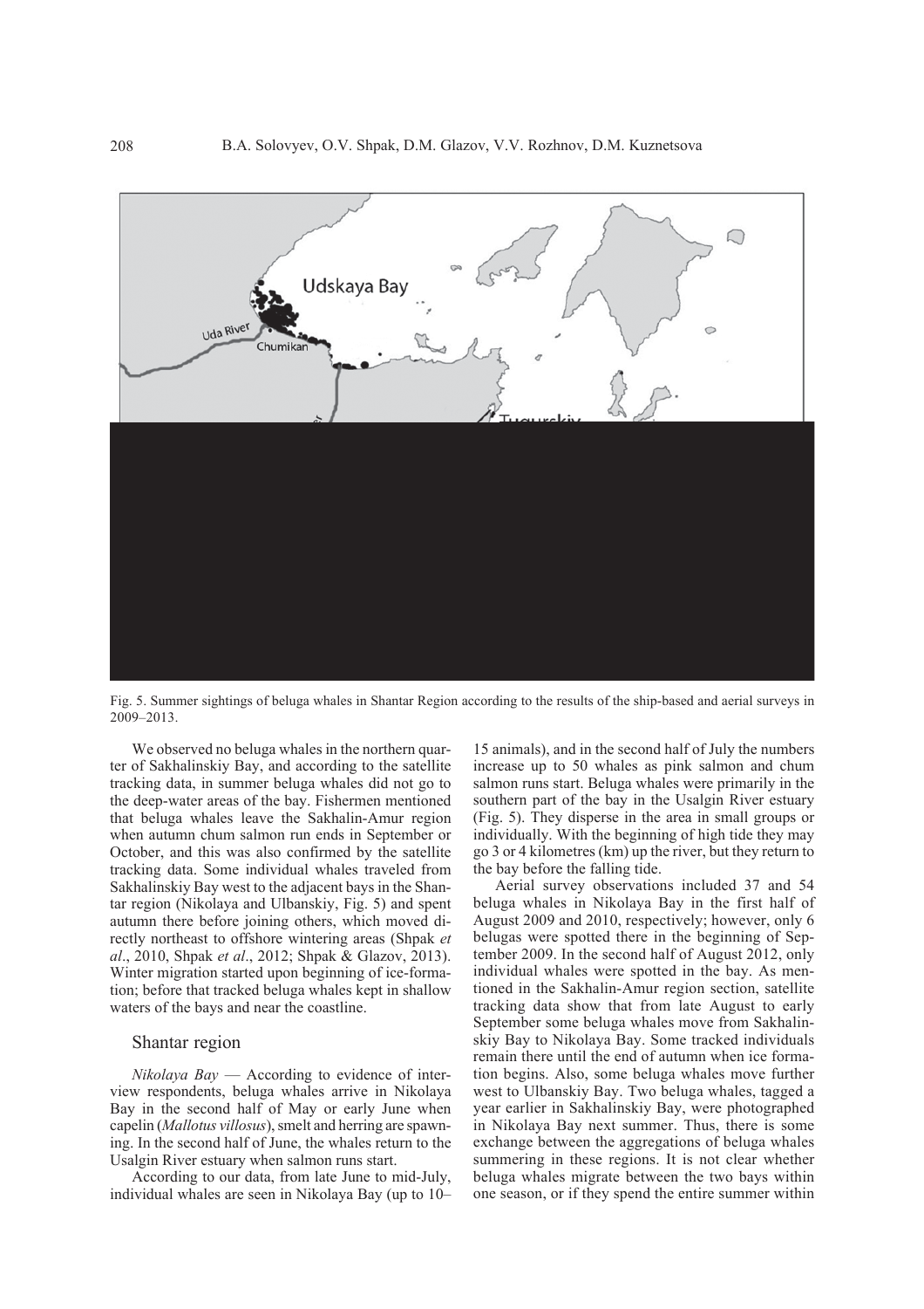Fig. 5. Summer sightings of beluga whales in Shantar Region according to the results of the ship-based and aerial surveys in 2009–2013.

We observed no beluga whales in the northern quarter of Sakhalinskiy Bay, and according to the satellite tracking data, in summer beluga whales did not go to the deep-water areas of the bay. Fishermen mentioned that beluga whales leave the Sakhalin-Amur region when autumn chum salmon run ends in September or October, and this was also confirmed by the satellite tracking data. Some individual whales traveled from Sakhalinskiy Bay west to the adjacent bays in the Shantar region (Nikolaya and Ulbanskiy, Fig. 5) and spent autumn there before joining others, which moved directly northeast to offshore wintering areas (Shpak *et al*., 2010, Shpak *et al*., 2012; Shpak & Glazov, 2013). Winter migration started upon beginning of ice-formation; before that tracked beluga whales kept in shallow waters of the bays and near the coastline.

## Shantar region

*Nikolaya Bay* — According to evidence of interview respondents, beluga whales arrive in Nikolaya Bay in the second half of May or early June when capelin (*Mallotus villosus*), smelt and herring are spawning. In the second half of June, the whales return to the Usalgin River estuary when salmon runs start.

According to our data, from late June to mid-July, individual whales are seen in Nikolaya Bay (up to 10–15 animals), and in the second half of July the numbers increase up to 50 whales as pink salmon and chum salmon runs start. Beluga whales were primarily in the southern part of the bay in the Usalgin River estuary (Fig. 5). They disperse in the area in small groups or individually. With the beginning of high tide they may go 3 or 4 kilometres (km) up the river, but they return to the bay before the falling tide.

Aerial survey observations included 37 and 54 beluga whales in Nikolaya Bay in the first half of August 2009 and 2010, respectively; however, only 6 belugas were spotted there in the beginning of September 2009. In the second half of August 2012, only individual whales were spotted in the bay. As mentioned in the Sakhalin-Amur region section, satellite tracking data show that from late August to early September some beluga whales move from Sakhalinskiy Bay to Nikolaya Bay. Some tracked individuals remain there until the end of autumn when ice formation begins. Also, some beluga whales move further west to Ulbanskiy Bay. Two beluga whales, tagged a year earlier in Sakhalinskiy Bay, were photographed in Nikolaya Bay next summer. Thus, there is some exchange between the aggregations of beluga whales summering in these regions. It is not clear whether beluga whales migrate between the two bays within one season, or if they spend the entire summer within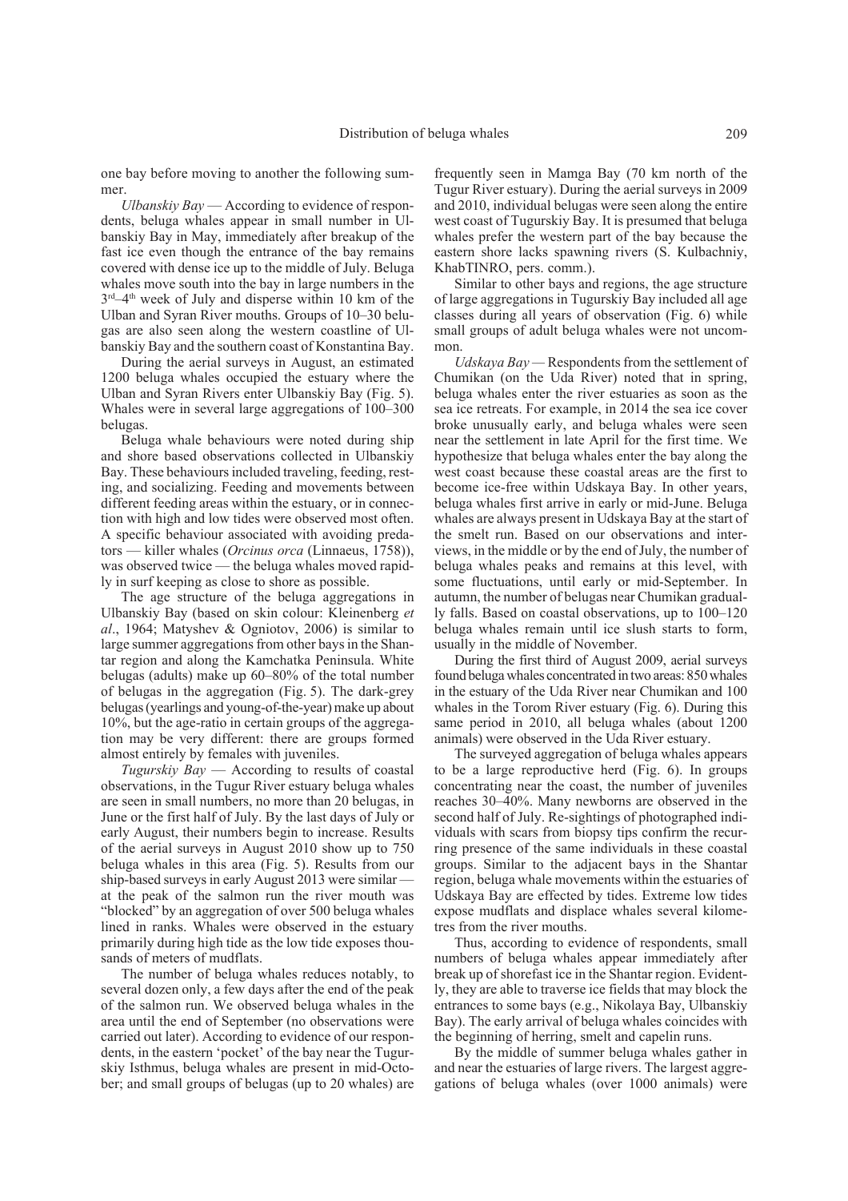one bay before moving to another the following summer.

*Ulbanskiy Bay* — According to evidence of respondents, beluga whales appear in small number in Ulbanskiy Bay in May, immediately after breakup of the fast ice even though the entrance of the bay remains covered with dense ice up to the middle of July. Beluga whales move south into the bay in large numbers in the 3rd–4th week of July and disperse within 10 km of the Ulban and Syran River mouths. Groups of 10–30 belugas are also seen along the western coastline of Ulbanskiy Bay and the southern coast of Konstantina Bay.

During the aerial surveys in August, an estimated 1200 beluga whales occupied the estuary where the Ulban and Syran Rivers enter Ulbanskiy Bay (Fig. 5). Whales were in several large aggregations of 100–300 belugas.

Beluga whale behaviours were noted during ship and shore based observations collected in Ulbanskiy Bay. These behaviours included traveling, feeding, resting, and socializing. Feeding and movements between different feeding areas within the estuary, or in connection with high and low tides were observed most often. A specific behaviour associated with avoiding predators — killer whales (*Orcinus orca* (Linnaeus, 1758)), was observed twice — the beluga whales moved rapidly in surf keeping as close to shore as possible.

The age structure of the beluga aggregations in Ulbanskiy Bay (based on skin colour: Kleinenberg *et al*., 1964; Matyshev & Ogniotov, 2006) is similar to large summer aggregations from other bays in the Shantar region and along the Kamchatka Peninsula. White belugas (adults) make up 60–80% of the total number of belugas in the aggregation (Fig. 5). The dark-grey belugas (yearlings and young-of-the-year) make up about 10%, but the age-ratio in certain groups of the aggregation may be very different: there are groups formed almost entirely by females with juveniles.

*Tugurskiy Bay* — According to results of coastal observations, in the Tugur River estuary beluga whales are seen in small numbers, no more than 20 belugas, in June or the first half of July. By the last days of July or early August, their numbers begin to increase. Results of the aerial surveys in August 2010 show up to 750 beluga whales in this area (Fig. 5). Results from our ship-based surveys in early August 2013 were similar — at the peak of the salmon run the river mouth was "blocked" by an aggregation of over 500 beluga whales lined in ranks. Whales were observed in the estuary primarily during high tide as the low tide exposes thousands of meters of mudflats.

The number of beluga whales reduces notably, to several dozen only, a few days after the end of the peak of the salmon run. We observed beluga whales in the area until the end of September (no observations were carried out later). According to evidence of our respondents, in the eastern 'pocket' of the bay near the Tugurskiy Isthmus, beluga whales are present in mid-October; and small groups of belugas (up to 20 whales) are frequently seen in Mamga Bay (70 km north of the Tugur River estuary). During the aerial surveys in 2009 and 2010, individual belugas were seen along the entire west coast of Tugurskiy Bay. It is presumed that beluga whales prefer the western part of the bay because the eastern shore lacks spawning rivers (S. Kulbachniy, KhabTINRO, pers. comm.).

Similar to other bays and regions, the age structure of large aggregations in Tugurskiy Bay included all age classes during all years of observation (Fig. 6) while small groups of adult beluga whales were not uncommon.

*Udskaya Bay* — Respondents from the settlement of Chumikan (on the Uda River) noted that in spring, beluga whales enter the river estuaries as soon as the sea ice retreats. For example, in 2014 the sea ice cover broke unusually early, and beluga whales were seen near the settlement in late April for the first time. We hypothesize that beluga whales enter the bay along the west coast because these coastal areas are the first to become ice-free within Udskaya Bay. In other years, beluga whales first arrive in early or mid-June. Beluga whales are always present in Udskaya Bay at the start of the smelt run. Based on our observations and interviews, in the middle or by the end of July, the number of beluga whales peaks and remains at this level, with some fluctuations, until early or mid-September. In autumn, the number of belugas near Chumikan gradually falls. Based on coastal observations, up to 100–120 beluga whales remain until ice slush starts to form, usually in the middle of November.

During the first third of August 2009, aerial surveys found beluga whales concentrated in two areas: 850 whales in the estuary of the Uda River near Chumikan and 100 whales in the Torom River estuary (Fig. 6). During this same period in 2010, all beluga whales (about 1200 animals) were observed in the Uda River estuary.

The surveyed aggregation of beluga whales appears to be a large reproductive herd (Fig. 6). In groups concentrating near the coast, the number of juveniles reaches 30–40%. Many newborns are observed in the second half of July. Re-sightings of photographed individuals with scars from biopsy tips confirm the recurring presence of the same individuals in these coastal groups. Similar to the adjacent bays in the Shantar region, beluga whale movements within the estuaries of Udskaya Bay are effected by tides. Extreme low tides expose mudflats and displace whales several kilometres from the river mouths.

Thus, according to evidence of respondents, small numbers of beluga whales appear immediately after break up of shorefast ice in the Shantar region. Evidently, they are able to traverse ice fields that may block the entrances to some bays (e.g., Nikolaya Bay, Ulbanskiy Bay). The early arrival of beluga whales coincides with the beginning of herring, smelt and capelin runs.

By the middle of summer beluga whales gather in and near the estuaries of large rivers. The largest aggregations of beluga whales (over 1000 animals) were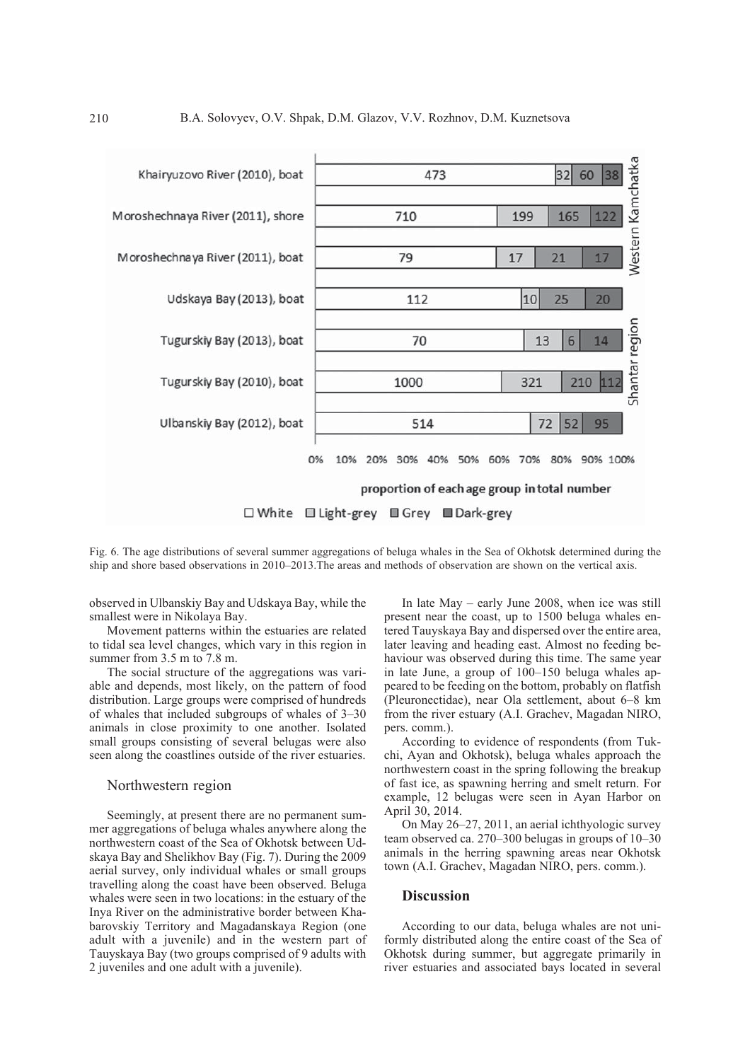Fig. 6. The age distributions of several summer aggregations of beluga whales in the Sea of Okhotsk determined during the ship and shore based observations in 2010–2013.The areas and methods of observation are shown on the vertical axis.

observed in Ulbanskiy Bay and Udskaya Bay, while the smallest were in Nikolaya Bay.

Movement patterns within the estuaries are related to tidal sea level changes, which vary in this region in summer from 3.5 m to 7.8 m.

The social structure of the aggregations was variable and depends, most likely, on the pattern of food distribution. Large groups were comprised of hundreds of whales that included subgroups of whales of 3–30 animals in close proximity to one another. Isolated small groups consisting of several belugas were also seen along the coastlines outside of the river estuaries.

## Northwestern region

Seemingly, at present there are no permanent summer aggregations of beluga whales anywhere along the northwestern coast of the Sea of Okhotsk between Udskaya Bay and Shelikhov Bay (Fig. 7). During the 2009 aerial survey, only individual whales or small groups travelling along the coast have been observed. Beluga whales were seen in two locations: in the estuary of the Inya River on the administrative border between Khabarovskiy Territory and Magadanskaya Region (one adult with a juvenile) and in the western part of Tauyskaya Bay (two groups comprised of 9 adults with 2 juveniles and one adult with a juvenile).

In late May – early June 2008, when ice was still present near the coast, up to 1500 beluga whales entered Tauyskaya Bay and dispersed over the entire area, later leaving and heading east. Almost no feeding behaviour was observed during this time. The same year in late June, a group of 100–150 beluga whales appeared to be feeding on the bottom, probably on flatfish (Pleuronectidae), near Ola settlement, about 6–8 km from the river estuary (A.I. Grachev, Magadan NIRO, pers. comm.).

According to evidence of respondents (from Tukchi, Ayan and Okhotsk), beluga whales approach the northwestern coast in the spring following the breakup of fast ice, as spawning herring and smelt return. For example, 12 belugas were seen in Ayan Harbor on April 30, 2014.

On May 26–27, 2011, an aerial ichthyologic survey team observed ca. 270–300 belugas in groups of 10–30 animals in the herring spawning areas near Okhotsk town (A.I. Grachev, Magadan NIRO, pers. comm.).

## Discussion

According to our data, beluga whales are not uniformly distributed along the entire coast of the Sea of Okhotsk during summer, but aggregate primarily in river estuaries and associated bays located in several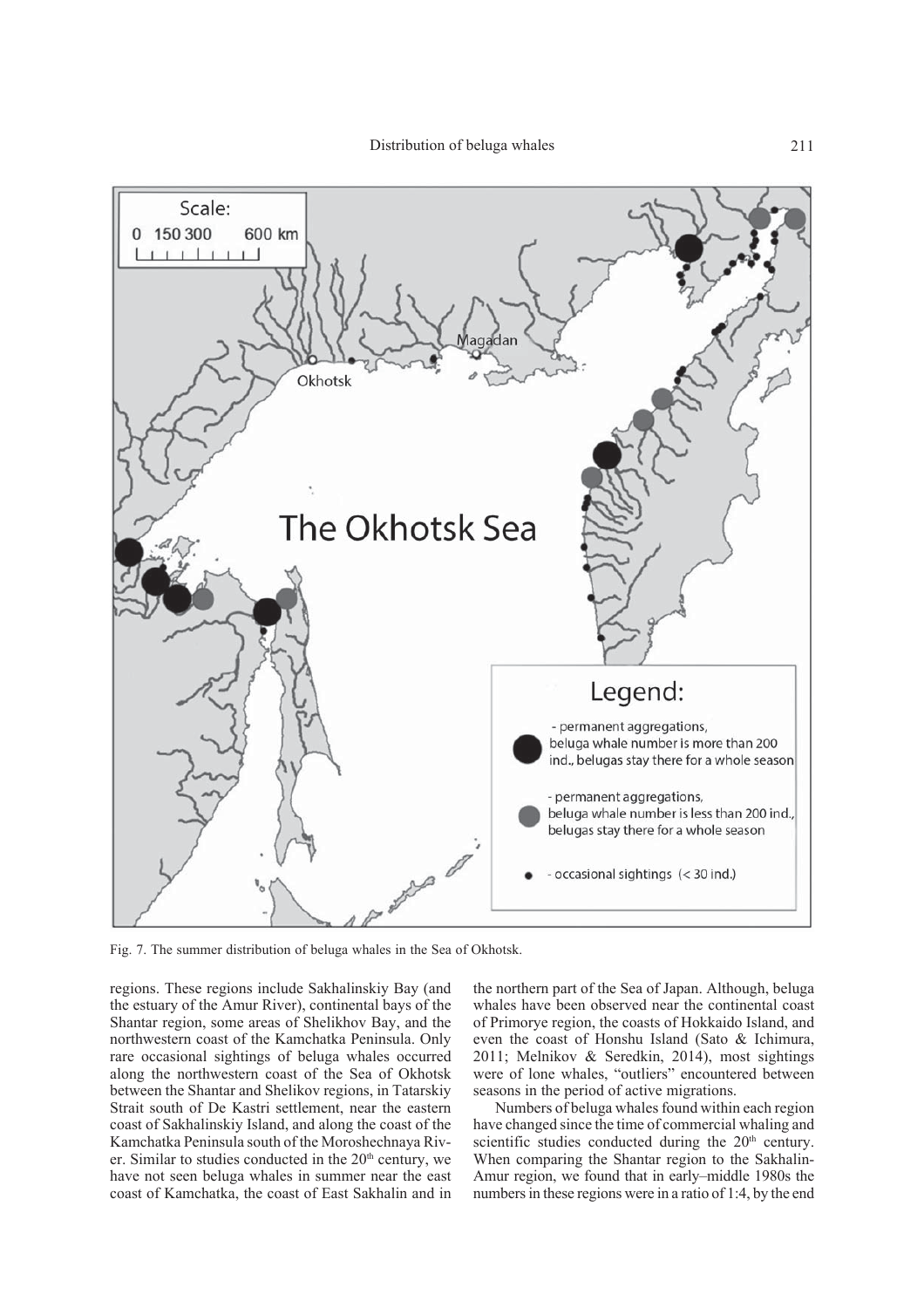Fig. 7. The summer distribution of beluga whales in the Sea of Okhotsk.

regions. These regions include Sakhalinskiy Bay (and the estuary of the Amur River), continental bays of the Shantar region, some areas of Shelikhov Bay, and the northwestern coast of the Kamchatka Peninsula. Only rare occasional sightings of beluga whales occurred along the northwestern coast of the Sea of Okhotsk between the Shantar and Shelikov regions, in Tatarskiy Strait south of De Kastri settlement, near the eastern coast of Sakhalinskiy Island, and along the coast of the Kamchatka Peninsula south of the Moroshechnaya River. Similar to studies conducted in the 20[th] century, we have not seen beluga whales in summer near the east coast of Kamchatka, the coast of East Sakhalin and in the northern part of the Sea of Japan. Although, beluga whales have been observed near the continental coast of Primorye region, the coasts of Hokkaido Island, and even the coast of Honshu Island (Sato & Ichimura, 2011; Melnikov & Seredkin, 2014), most sightings were of lone whales, "outliers" encountered between seasons in the period of active migrations.

Numbers of beluga whales found within each region have changed since the time of commercial whaling and scientific studies conducted during the 20[th] century. When comparing the Shantar region to the Sakhalin-Amur region, we found that in early–middle 1980s the numbers in these regions were in a ratio of 1:4, by the end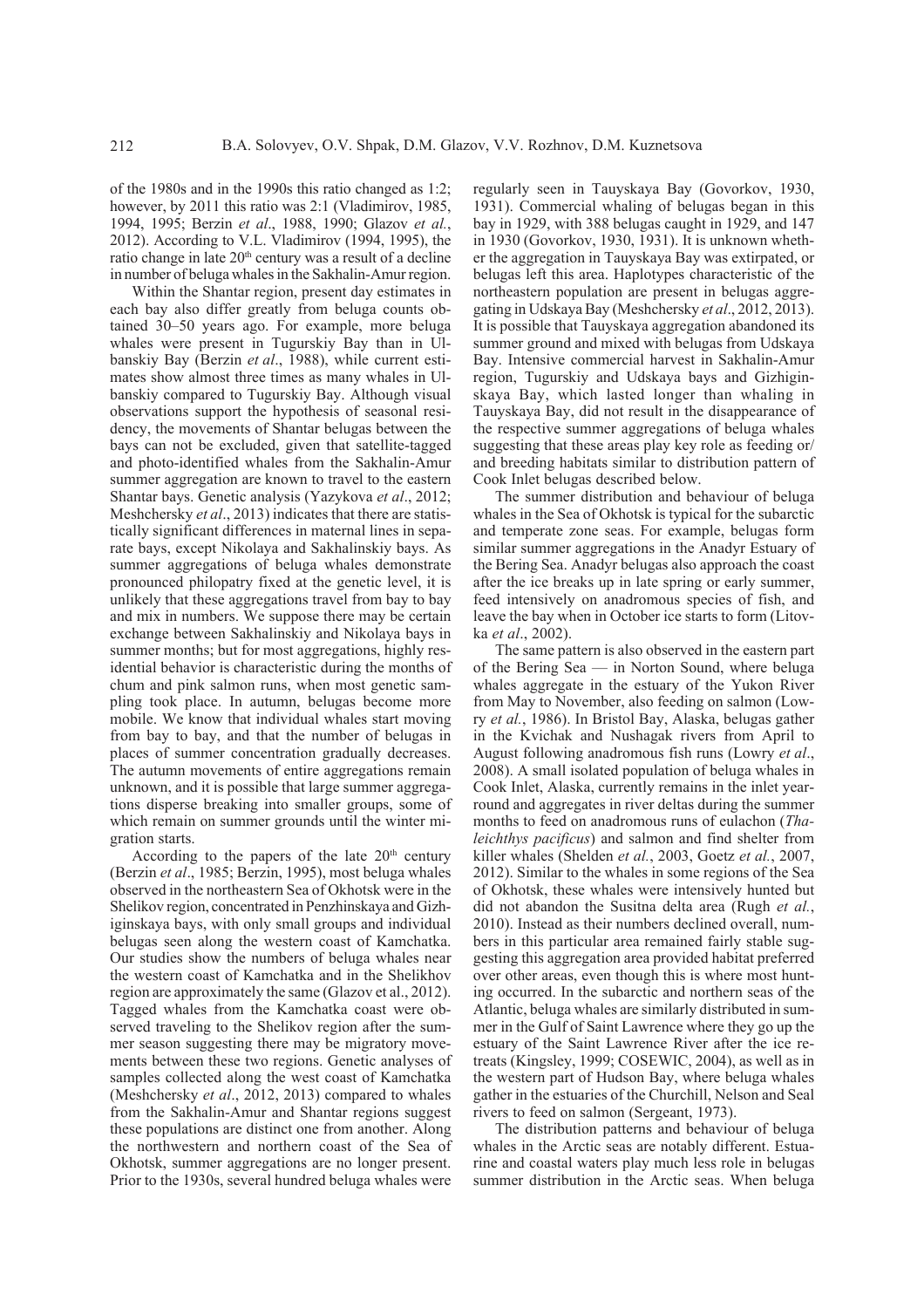of the 1980s and in the 1990s this ratio changed as 1:2; however, by 2011 this ratio was 2:1 (Vladimirov, 1985, 1994, 1995; Berzin *et al*., 1988, 1990; Glazov *et al.*, 2012). According to V.L. Vladimirov (1994, 1995), the ratio change in late 20th century was a result of a decline in number of beluga whales in the Sakhalin-Amur region.

Within the Shantar region, present day estimates in each bay also differ greatly from beluga counts obtained 30–50 years ago. For example, more beluga whales were present in Tugurskiy Bay than in Ulbanskiy Bay (Berzin *et al*., 1988), while current estimates show almost three times as many whales in Ulbanskiy compared to Tugurskiy Bay. Although visual observations support the hypothesis of seasonal residency, the movements of Shantar belugas between the bays can not be excluded, given that satellite-tagged and photo-identified whales from the Sakhalin-Amur summer aggregation are known to travel to the eastern Shantar bays. Genetic analysis (Yazykova *et al*., 2012; Meshchersky *et al*., 2013) indicates that there are statistically significant differences in maternal lines in separate bays, except Nikolaya and Sakhalinskiy bays. As summer aggregations of beluga whales demonstrate pronounced philopatry fixed at the genetic level, it is unlikely that these aggregations travel from bay to bay and mix in numbers. We suppose there may be certain exchange between Sakhalinskiy and Nikolaya bays in summer months; but for most aggregations, highly residential behavior is characteristic during the months of chum and pink salmon runs, when most genetic sampling took place. In autumn, belugas become more mobile. We know that individual whales start moving from bay to bay, and that the number of belugas in places of summer concentration gradually decreases. The autumn movements of entire aggregations remain unknown, and it is possible that large summer aggregations disperse breaking into smaller groups, some of which remain on summer grounds until the winter migration starts.

According to the papers of the late 20th century (Berzin *et al*., 1985; Berzin, 1995), most beluga whales observed in the northeastern Sea of Okhotsk were in the Shelikov region, concentrated in Penzhinskaya and Gizhiginskaya bays, with only small groups and individual belugas seen along the western coast of Kamchatka. Our studies show the numbers of beluga whales near the western coast of Kamchatka and in the Shelikhov region are approximately the same (Glazov et al., 2012). Tagged whales from the Kamchatka coast were observed traveling to the Shelikov region after the summer season suggesting there may be migratory movements between these two regions. Genetic analyses of samples collected along the west coast of Kamchatka (Meshchersky *et al*., 2012, 2013) compared to whales from the Sakhalin-Amur and Shantar regions suggest these populations are distinct one from another. Along the northwestern and northern coast of the Sea of Okhotsk, summer aggregations are no longer present. Prior to the 1930s, several hundred beluga whales were regularly seen in Tauyskaya Bay (Govorkov, 1930, 1931). Commercial whaling of belugas began in this bay in 1929, with 388 belugas caught in 1929, and 147 in 1930 (Govorkov, 1930, 1931). It is unknown whether the aggregation in Tauyskaya Bay was extirpated, or belugas left this area. Haplotypes characteristic of the northeastern population are present in belugas aggregating in Udskaya Bay (Meshchersky *et al*., 2012, 2013). It is possible that Tauyskaya aggregation abandoned its summer ground and mixed with belugas from Udskaya Bay. Intensive commercial harvest in Sakhalin-Amur region, Tugurskiy and Udskaya bays and Gizhiginskaya Bay, which lasted longer than whaling in Tauyskaya Bay, did not result in the disappearance of the respective summer aggregations of beluga whales suggesting that these areas play key role as feeding or/and breeding habitats similar to distribution pattern of Cook Inlet belugas described below.

The summer distribution and behaviour of beluga whales in the Sea of Okhotsk is typical for the subarctic and temperate zone seas. For example, belugas form similar summer aggregations in the Anadyr Estuary of the Bering Sea. Anadyr belugas also approach the coast after the ice breaks up in late spring or early summer, feed intensively on anadromous species of fish, and leave the bay when in October ice starts to form (Litovka *et al*., 2002).

The same pattern is also observed in the eastern part of the Bering Sea — in Norton Sound, where beluga whales aggregate in the estuary of the Yukon River from May to November, also feeding on salmon (Lowry *et al.*, 1986). In Bristol Bay, Alaska, belugas gather in the Kvichak and Nushagak rivers from April to August following anadromous fish runs (Lowry *et al*., 2008). A small isolated population of beluga whales in Cook Inlet, Alaska, currently remains in the inlet year-round and aggregates in river deltas during the summer months to feed on anadromous runs of eulachon (*Thaleichthys pacificus*) and salmon and find shelter from killer whales (Shelden *et al.*, 2003, Goetz *et al.*, 2007, 2012). Similar to the whales in some regions of the Sea of Okhotsk, these whales were intensively hunted but did not abandon the Susitna delta area (Rugh *et al.*, 2010). Instead as their numbers declined overall, numbers in this particular area remained fairly stable suggesting this aggregation area provided habitat preferred over other areas, even though this is where most hunting occurred. In the subarctic and northern seas of the Atlantic, beluga whales are similarly distributed in summer in the Gulf of Saint Lawrence where they go up the estuary of the Saint Lawrence River after the ice retreats (Kingsley, 1999; COSEWIC, 2004), as well as in the western part of Hudson Bay, where beluga whales gather in the estuaries of the Churchill, Nelson and Seal rivers to feed on salmon (Sergeant, 1973).

The distribution patterns and behaviour of beluga whales in the Arctic seas are notably different. Estuarine and coastal waters play much less role in belugas summer distribution in the Arctic seas. When beluga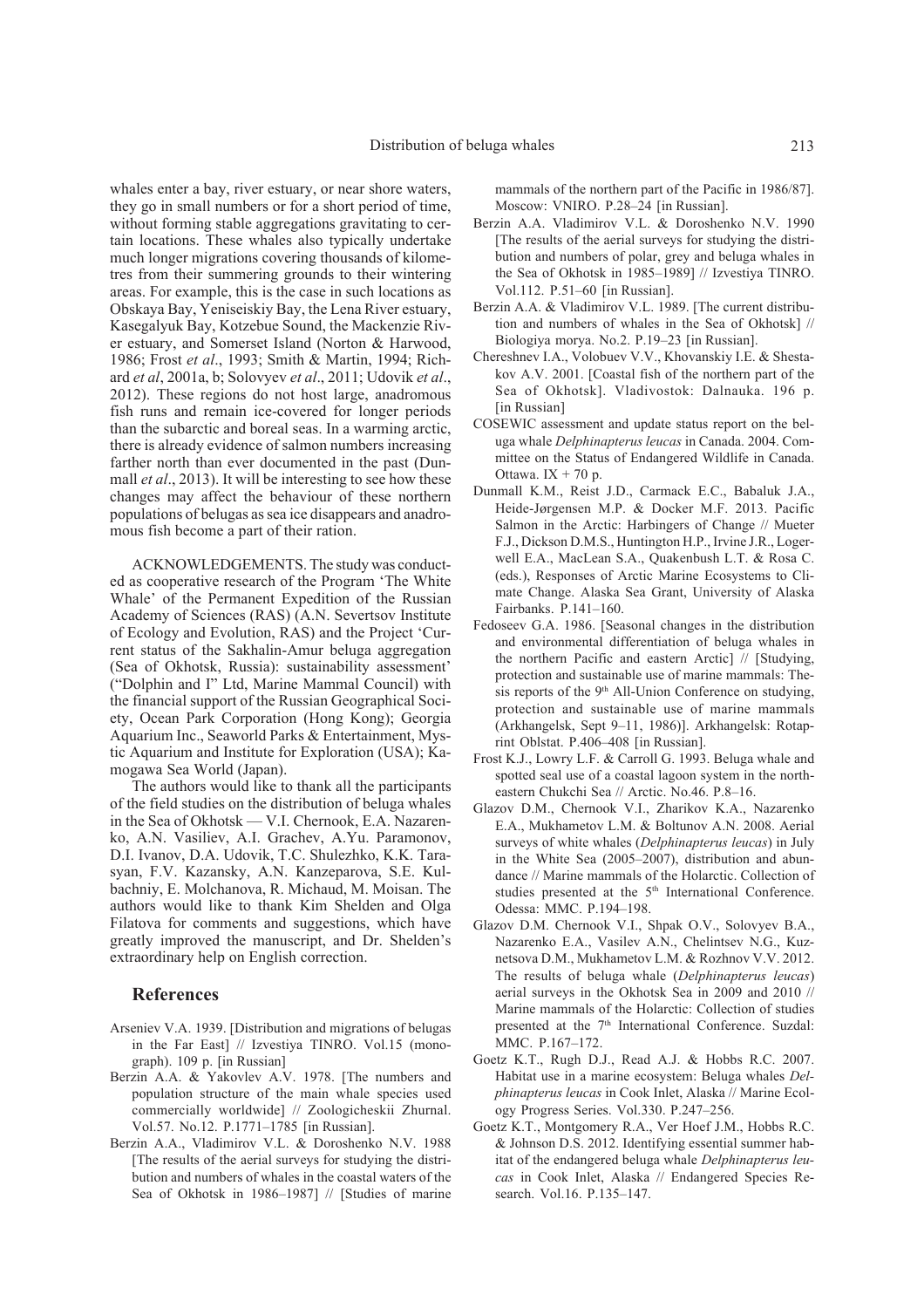whales enter a bay, river estuary, or near shore waters, they go in small numbers or for a short period of time, without forming stable aggregations gravitating to certain locations. These whales also typically undertake much longer migrations covering thousands of kilometres from their summering grounds to their wintering areas. For example, this is the case in such locations as Obskaya Bay, Yeniseiskiy Bay, the Lena River estuary, Kasegalyuk Bay, Kotzebue Sound, the Mackenzie River estuary, and Somerset Island (Norton & Harwood, 1986; Frost *et al*., 1993; Smith & Martin, 1994; Richard *et al*, 2001a, b; Solovyev *et al*., 2011; Udovik *et al*., 2012). These regions do not host large, anadromous fish runs and remain ice-covered for longer periods than the subarctic and boreal seas. In a warming arctic, there is already evidence of salmon numbers increasing farther north than ever documented in the past (Dunmall *et al*., 2013). It will be interesting to see how these changes may affect the behaviour of these northern populations of belugas as sea ice disappears and anadromous fish become a part of their ration.

ACKNOWLEDGEMENTS. The study was conducted as cooperative research of the Program 'The White Whale' of the Permanent Expedition of the Russian Academy of Sciences (RAS) (A.N. Severtsov Institute of Ecology and Evolution, RAS) and the Project 'Current status of the Sakhalin-Amur beluga aggregation (Sea of Okhotsk, Russia): sustainability assessment' ("Dolphin and I" Ltd, Marine Mammal Council) with the financial support of the Russian Geographical Society, Ocean Park Corporation (Hong Kong); Georgia Aquarium Inc., Seaworld Parks & Entertainment, Mystic Aquarium and Institute for Exploration (USA); Kamogawa Sea World (Japan).

The authors would like to thank all the participants of the field studies on the distribution of beluga whales in the Sea of Okhotsk — V.I. Chernook, E.A. Nazarenko, A.N. Vasiliev, A.I. Grachev, A.Yu. Paramonov, D.I. Ivanov, D.A. Udovik, T.C. Shulezhko, K.K. Tarasyan, F.V. Kazansky, A.N. Kanzeparova, S.E. Kulbachniy, E. Molchanova, R. Michaud, M. Moisan. The authors would like to thank Kim Shelden and Olga Filatova for comments and suggestions, which have greatly improved the manuscript, and Dr. Shelden's extraordinary help on English correction.

## References

Arseniev V.A. 1939. [Distribution and migrations of belugas in the Far East] // Izvestiya TINRO. Vol.15 (monograph). 109 p. [in Russian]

Berzin A.A. & Yakovlev A.V. 1978. [The numbers and population structure of the main whale species used commercially worldwide] // Zoologicheskii Zhurnal. Vol.57. No.12. P.1771–1785 [in Russian].

Berzin A.A., Vladimirov V.L. & Doroshenko N.V. 1988 [The results of the aerial surveys for studying the distribution and numbers of whales in the coastal waters of the Sea of Okhotsk in 1986–1987] // [Studies of marine mammals of the northern part of the Pacific in 1986/87]. Moscow: VNIRO. P.28–24 [in Russian].

Berzin A.A. Vladimirov V.L. & Doroshenko N.V. 1990 [The results of the aerial surveys for studying the distribution and numbers of polar, grey and beluga whales in the Sea of Okhotsk in 1985–1989] // Izvestiya TINRO. Vol.112. P.51–60 [in Russian].

Berzin A.A. & Vladimirov V.L. 1989. [The current distribution and numbers of whales in the Sea of Okhotsk] // Biologiya morya. No.2. P.19–23 [in Russian].

Chereshnev I.A., Volobuev V.V., Khovanskiy I.E. & Shestakov A.V. 2001. [Coastal fish of the northern part of the Sea of Okhotsk]. Vladivostok: Dalnauka. 196 p. [in Russian]

COSEWIC assessment and update status report on the beluga whale *Delphinapterus leucas* in Canada. 2004. Committee on the Status of Endangered Wildlife in Canada. Ottawa. IX + 70 p.

Dunmall K.M., Reist J.D., Carmack E.C., Babaluk J.A., Heide-Jørgensen M.P. & Docker M.F. 2013. Pacific Salmon in the Arctic: Harbingers of Change // Mueter F.J., Dickson D.M.S., Huntington H.P., Irvine J.R., Logerwell E.A., MacLean S.A., Quakenbush L.T. & Rosa C. (eds.), Responses of Arctic Marine Ecosystems to Climate Change. Alaska Sea Grant, University of Alaska Fairbanks. P.141–160.

Fedoseev G.A. 1986. [Seasonal changes in the distribution and environmental differentiation of beluga whales in the northern Pacific and eastern Arctic] // [Studying, protection and sustainable use of marine mammals: Thesis reports of the 9th All-Union Conference on studying, protection and sustainable use of marine mammals (Arkhangelsk, Sept 9–11, 1986)]. Arkhangelsk: Rotaprint Oblstat. P.406–408 [in Russian].

Frost K.J., Lowry L.F. & Carroll G. 1993. Beluga whale and spotted seal use of a coastal lagoon system in the northeastern Chukchi Sea // Arctic. No.46. P.8–16.

Glazov D.M., Chernook V.I., Zharikov K.A., Nazarenko E.A., Mukhametov L.M. & Boltunov A.N. 2008. Aerial surveys of white whales (*Delphinapterus leucas*) in July in the White Sea (2005–2007), distribution and abundance // Marine mammals of the Holarctic. Collection of studies presented at the 5th International Conference. Odessa: MMC. P.194–198.

Glazov D.M. Chernook V.I., Shpak O.V., Solovyev B.A., Nazarenko E.A., Vasilev A.N., Chelintsev N.G., Kuznetsova D.M., Mukhametov L.M. & Rozhnov V.V. 2012. The results of beluga whale (*Delphinapterus leucas*) aerial surveys in the Okhotsk Sea in 2009 and 2010 // Marine mammals of the Holarctic: Collection of studies presented at the 7th International Conference. Suzdal: MMC. P.167–172.

Goetz K.T., Rugh D.J., Read A.J. & Hobbs R.C. 2007. Habitat use in a marine ecosystem: Beluga whales *Delphinapterus leucas* in Cook Inlet, Alaska // Marine Ecology Progress Series. Vol.330. P.247–256.

Goetz K.T., Montgomery R.A., Ver Hoef J.M., Hobbs R.C. & Johnson D.S. 2012. Identifying essential summer habitat of the endangered beluga whale *Delphinapterus leucas* in Cook Inlet, Alaska // Endangered Species Research. Vol.16. P.135–147.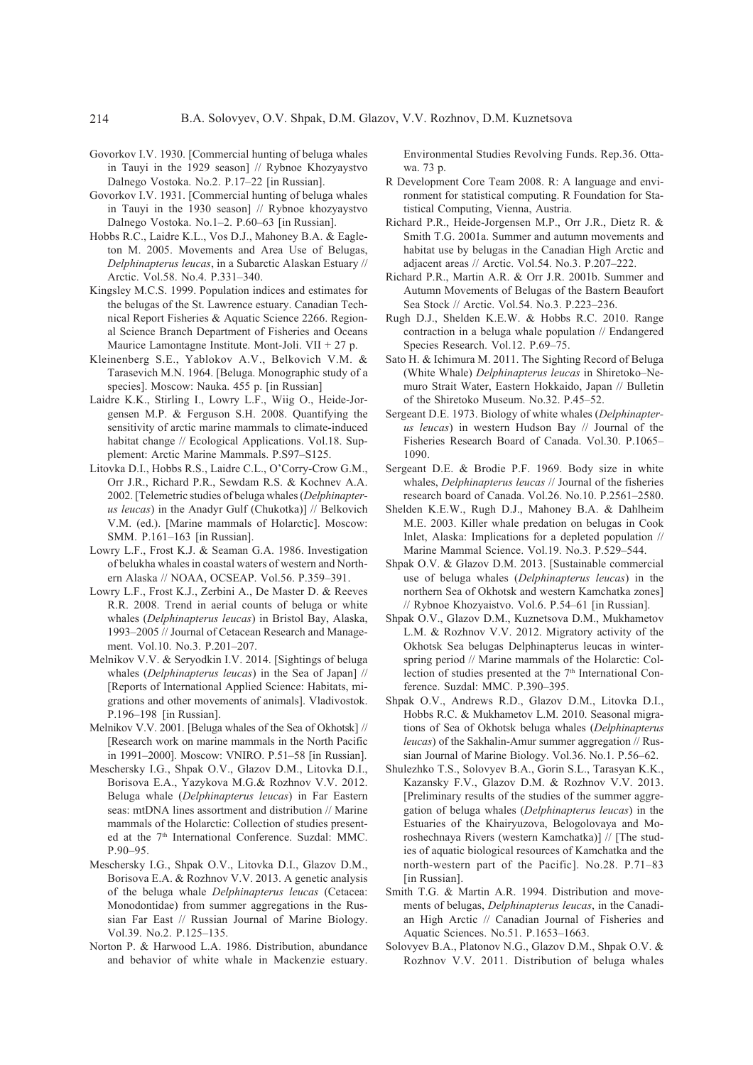Govorkov I.V. 1930. [Commercial hunting of beluga whales in Tauyi in the 1929 season] // Rybnoe Khozyaystvo Dalnego Vostoka. No.2. P.17–22 [in Russian].

Govorkov I.V. 1931. [Commercial hunting of beluga whales in Tauyi in the 1930 season] // Rybnoe khozyaystvo Dalnego Vostoka. No.1–2. P.60–63 [in Russian].

Hobbs R.C., Laidre K.L., Vos D.J., Mahoney B.A. & Eagleton M. 2005. Movements and Area Use of Belugas, *Delphinapterus leucas*, in a Subarctic Alaskan Estuary // Arctic. Vol.58. No.4. P.331–340.

Kingsley M.C.S. 1999. Population indices and estimates for the belugas of the St. Lawrence estuary. Canadian Technical Report Fisheries & Aquatic Science 2266. Regional Science Branch Department of Fisheries and Oceans Maurice Lamontagne Institute. Mont-Joli. VII + 27 p.

Kleinenberg S.E., Yablokov A.V., Belkovich V.M. & Tarasevich M.N. 1964. [Beluga. Monographic study of a species]. Moscow: Nauka. 455 p. [in Russian]

Laidre K.K., Stirling I., Lowry L.F., Wiig O., Heide-Jorgensen M.P. & Ferguson S.H. 2008. Quantifying the sensitivity of arctic marine mammals to climate-induced habitat change // Ecological Applications. Vol.18. Supplement: Arctic Marine Mammals. P.S97–S125.

Litovka D.I., Hobbs R.S., Laidre C.L., O'Corry-Crow G.M., Orr J.R., Richard P.R., Sewdam R.S. & Kochnev A.A. 2002. [Telemetric studies of beluga whales (*Delphinapterus leucas*) in the Anadyr Gulf (Chukotka)] // Belkovich V.M. (ed.). [Marine mammals of Holarctic]. Moscow: SMM. P.161–163 [in Russian].

Lowry L.F., Frost K.J. & Seaman G.A. 1986. Investigation of belukha whales in coastal waters of western and Northern Alaska // NOAA, OCSEAP. Vol.56. P.359–391.

Lowry L.F., Frost K.J., Zerbini A., De Master D. & Reeves R.R. 2008. Trend in aerial counts of beluga or white whales (*Delphinapterus leucas*) in Bristol Bay, Alaska, 1993–2005 // Journal of Cetacean Research and Management. Vol.10. No.3. P.201–207.

Melnikov V.V. & Seryodkin I.V. 2014. [Sightings of beluga whales (*Delphinapterus leucas*) in the Sea of Japan] // [Reports of International Applied Science: Habitats, migrations and other movements of animals]. Vladivostok. P.196–198 [in Russian].

Melnikov V.V. 2001. [Beluga whales of the Sea of Okhotsk] // [Research work on marine mammals in the North Pacific in 1991–2000]. Moscow: VNIRO. P.51–58 [in Russian].

Meschersky I.G., Shpak O.V., Glazov D.M., Litovka D.I., Borisova E.A., Yazykova M.G.& Rozhnov V.V. 2012. Beluga whale (*Delphinapterus leucas*) in Far Eastern seas: mtDNA lines assortment and distribution // Marine mammals of the Holarctic: Collection of studies presented at the 7th International Conference. Suzdal: MMC. P.90–95.

Meschersky I.G., Shpak O.V., Litovka D.I., Glazov D.M., Borisova E.A. & Rozhnov V.V. 2013. A genetic analysis of the beluga whale *Delphinapterus leucas* (Cetacea: Monodontidae) from summer aggregations in the Russian Far East // Russian Journal of Marine Biology. Vol.39. No.2. P.125–135.

Norton P. & Harwood L.A. 1986. Distribution, abundance and behavior of white whale in Mackenzie estuary. Environmental Studies Revolving Funds. Rep.36. Ottawa. 73 p.

R Development Core Team 2008. R: A language and environment for statistical computing. R Foundation for Statistical Computing, Vienna, Austria.

Richard P.R., Heide-Jorgensen M.P., Orr J.R., Dietz R. & Smith T.G. 2001a. Summer and autumn movements and habitat use by belugas in the Canadian High Arctic and adjacent areas // Arctic. Vol.54. No.3. P.207–222.

Richard P.R., Martin A.R. & Orr J.R. 2001b. Summer and Autumn Movements of Belugas of the Bastern Beaufort Sea Stock // Arctic. Vol.54. No.3. P.223–236.

Rugh D.J., Shelden K.E.W. & Hobbs R.C. 2010. Range contraction in a beluga whale population // Endangered Species Research. Vol.12. P.69–75.

Sato H. & Ichimura M. 2011. The Sighting Record of Beluga (White Whale) *Delphinapterus leucas* in Shiretoko–Nemuro Strait Water, Eastern Hokkaido, Japan // Bulletin of the Shiretoko Museum. No.32. P.45–52.

Sergeant D.E. 1973. Biology of white whales (*Delphinapterus leucas*) in western Hudson Bay // Journal of the Fisheries Research Board of Canada. Vol.30. P.1065–1090.

Sergeant D.E. & Brodie P.F. 1969. Body size in white whales, *Delphinapterus leucas* // Journal of the fisheries research board of Canada. Vol.26. No.10. P.2561–2580.

Shelden K.E.W., Rugh D.J., Mahoney B.A. & Dahlheim M.E. 2003. Killer whale predation on belugas in Cook Inlet, Alaska: Implications for a depleted population // Marine Mammal Science. Vol.19. No.3. P.529–544.

Shpak O.V. & Glazov D.M. 2013. [Sustainable commercial use of beluga whales (*Delphinapterus leucas*) in the northern Sea of Okhotsk and western Kamchatka zones] // Rybnoe Khozyaistvo. Vol.6. P.54–61 [in Russian].

Shpak O.V., Glazov D.M., Kuznetsova D.M., Mukhametov L.M. & Rozhnov V.V. 2012. Migratory activity of the Okhotsk Sea belugas Delphinapterus leucas in winter-spring period // Marine mammals of the Holarctic: Collection of studies presented at the 7th International Conference. Suzdal: MMC. P.390–395.

Shpak O.V., Andrews R.D., Glazov D.M., Litovka D.I., Hobbs R.C. & Mukhametov L.M. 2010. Seasonal migrations of Sea of Okhotsk beluga whales (*Delphinapterus leucas*) of the Sakhalin-Amur summer aggregation // Russian Journal of Marine Biology. Vol.36. No.1. P.56–62.

Shulezhko T.S., Solovyev B.A., Gorin S.L., Tarasyan K.K., Kazansky F.V., Glazov D.M. & Rozhnov V.V. 2013. [Preliminary results of the studies of the summer aggregation of beluga whales (*Delphinapterus leucas*) in the Estuaries of the Khairyuzova, Belogolovaya and Moroshechnaya Rivers (western Kamchatka)] // [The studies of aquatic biological resources of Kamchatka and the north-western part of the Pacific]. No.28. P.71–83 [in Russian].

Smith T.G. & Martin A.R. 1994. Distribution and movements of belugas, *Delphinapterus leucas*, in the Canadian High Arctic // Canadian Journal of Fisheries and Aquatic Sciences. No.51. P.1653–1663.

Solovyev B.A., Platonov N.G., Glazov D.M., Shpak O.V. & Rozhnov V.V. 2011. Distribution of beluga whales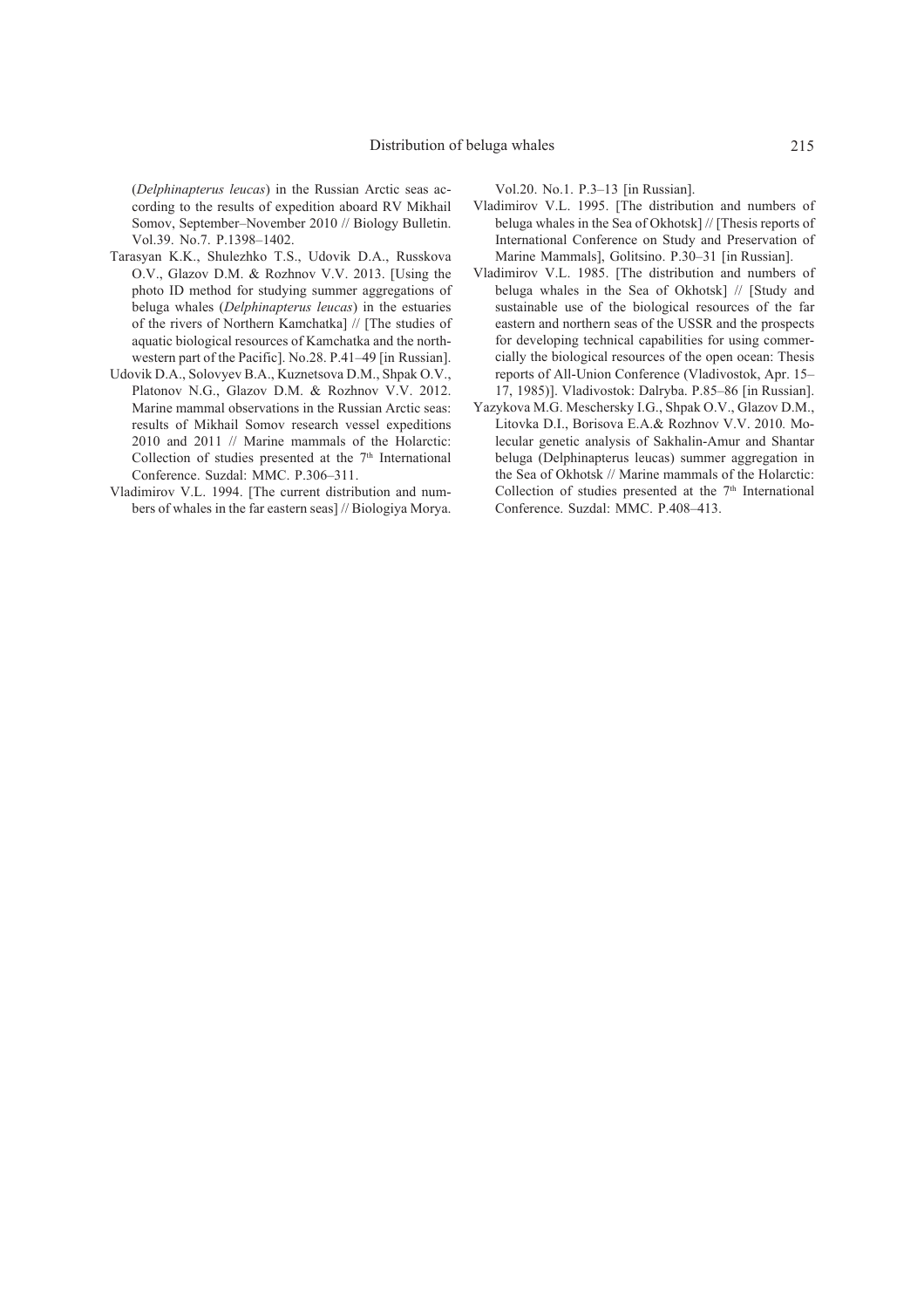(*Delphinapterus leucas*) in the Russian Arctic seas according to the results of expedition aboard RV Mikhail Somov, September–November 2010 // Biology Bulletin. Vol.39. No.7. P.1398–1402.

Tarasyan K.K., Shulezhko T.S., Udovik D.A., Russkova O.V., Glazov D.M. & Rozhnov V.V. 2013. [Using the photo ID method for studying summer aggregations of beluga whales (*Delphinapterus leucas*) in the estuaries of the rivers of Northern Kamchatka] // [The studies of aquatic biological resources of Kamchatka and the northwestern part of the Pacific]. No.28. P.41–49 [in Russian].

Udovik D.A., Solovyev B.A., Kuznetsova D.M., Shpak O.V., Platonov N.G., Glazov D.M. & Rozhnov V.V. 2012. Marine mammal observations in the Russian Arctic seas: results of Mikhail Somov research vessel expeditions 2010 and 2011 // Marine mammals of the Holarctic: Collection of studies presented at the 7th International Conference. Suzdal: MMC. P.306–311.

Vladimirov V.L. 1994. [The current distribution and numbers of whales in the far eastern seas] // Biologiya Morya. Vol.20. No.1. P.3–13 [in Russian].

Vladimirov V.L. 1995. [The distribution and numbers of beluga whales in the Sea of Okhotsk] // [Thesis reports of International Conference on Study and Preservation of Marine Mammals], Golitsino. P.30–31 [in Russian].

Vladimirov V.L. 1985. [The distribution and numbers of beluga whales in the Sea of Okhotsk] // [Study and sustainable use of the biological resources of the far eastern and northern seas of the USSR and the prospects for developing technical capabilities for using commercially the biological resources of the open ocean: Thesis reports of All-Union Conference (Vladivostok, Apr. 15–17, 1985)]. Vladivostok: Dalryba. P.85–86 [in Russian].

Yazykova M.G. Meschersky I.G., Shpak O.V., Glazov D.M., Litovka D.I., Borisova E.A.& Rozhnov V.V. 2010. Molecular genetic analysis of Sakhalin-Amur and Shantar beluga (Delphinapterus leucas) summer aggregation in the Sea of Okhotsk // Marine mammals of the Holarctic: Collection of studies presented at the 7th International Conference. Suzdal: MMC. P.408–413.